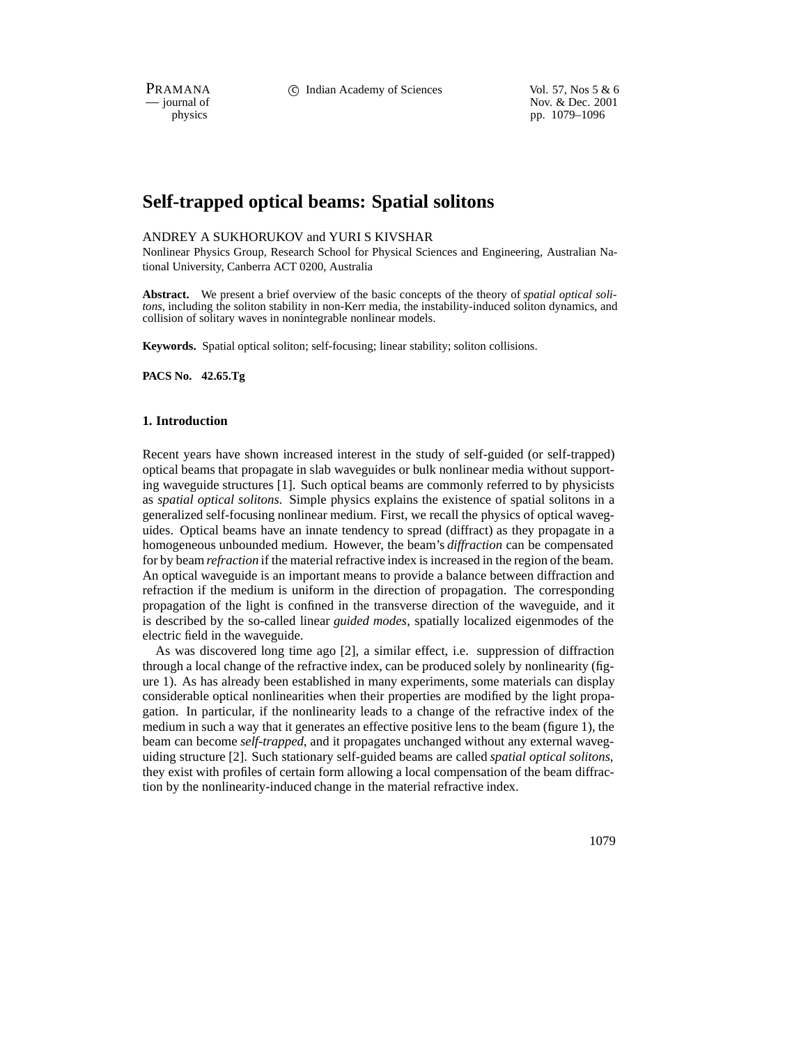# Self-trapped optical beams: Spatial solitons

ANDREY A SUKHORUKOV and YURI S KIVSHAR

Nonlinear Physics Group, Research School for Physical Sciences and Engineering, Australian National University, Canberra ACT 0200, Australia

**Abstract.** We present a brief overview of the basic concepts of the theory of *spatial optical solitons*, including the soliton stability in non-Kerr media, the instability-induced soliton dynamics, and collision of solitary waves in nonintegrable nonlinear models.

**Keywords.** Spatial optical soliton; self-focusing; linear stability; soliton collisions.

**PACS No. 42.65.Tg**

## 1. Introduction

Recent years have shown increased interest in the study of self-guided (or self-trapped) optical beams that propagate in slab waveguides or bulk nonlinear media without supporting waveguide structures [1]. Such optical beams are commonly referred to by physicists as *spatial optical solitons*. Simple physics explains the existence of spatial solitons in a generalized self-focusing nonlinear medium. First, we recall the physics of optical waveguides. Optical beams have an innate tendency to spread (diffract) as they propagate in a homogeneous unbounded medium. However, the beam's *diffraction* can be compensated for by beam *refraction* if the material refractive index is increased in the region of the beam. An optical waveguide is an important means to provide a balance between diffraction and refraction if the medium is uniform in the direction of propagation. The corresponding propagation of the light is confined in the transverse direction of the waveguide, and it is described by the so-called linear *guided modes*, spatially localized eigenmodes of the electric field in the waveguide.

As was discovered long time ago [2], a similar effect, i.e. suppression of diffraction through a local change of the refractive index, can be produced solely by nonlinearity (figure 1). As has already been established in many experiments, some materials can display considerable optical nonlinearities when their properties are modified by the light propagation. In particular, if the nonlinearity leads to a change of the refractive index of the medium in such a way that it generates an effective positive lens to the beam (figure 1), the beam can become *self-trapped*, and it propagates unchanged without any external waveguiding structure [2]. Such stationary self-guided beams are called *spatial optical solitons*, they exist with profiles of certain form allowing a local compensation of the beam diffraction by the nonlinearity-induced change in the material refractive index.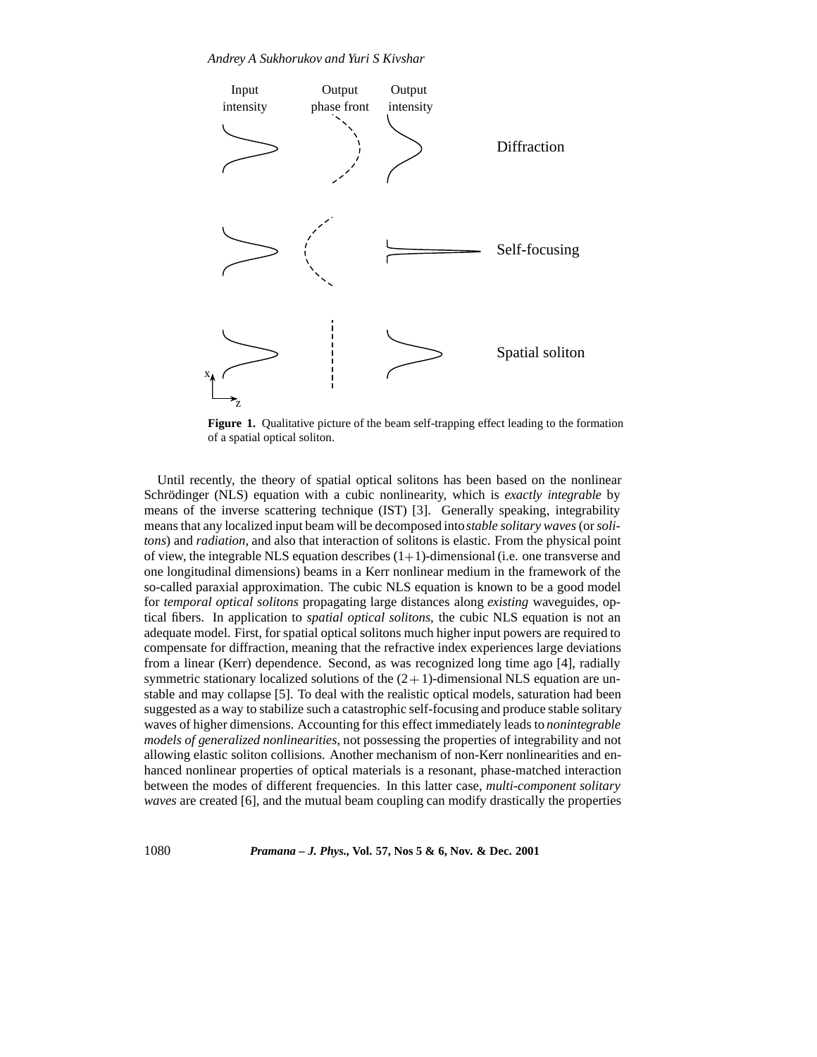**Figure 1.** Qualitative picture of the beam self-trapping effect leading to the formation of a spatial optical soliton.

Until recently, the theory of spatial optical solitons has been based on the nonlinear Schrödinger (NLS) equation with a cubic nonlinearity, which is *exactly integrable* by means of the inverse scattering technique (IST) [3]. Generally speaking, integrability means that any localized input beam will be decomposed into *stable solitary waves* (or *solitons*) and *radiation*, and also that interaction of solitons is elastic. From the physical point of view, the integrable NLS equation describes $(1+1)$-dimensional (i.e. one transverse and one longitudinal dimensions) beams in a Kerr nonlinear medium in the framework of the so-called paraxial approximation. The cubic NLS equation is known to be a good model for *temporal optical solitons* propagating large distances along *existing* waveguides, optical fibers. In application to *spatial optical solitons*, the cubic NLS equation is not an adequate model. First, for spatial optical solitons much higher input powers are required to compensate for diffraction, meaning that the refractive index experiences large deviations from a linear (Kerr) dependence. Second, as was recognized long time ago [4], radially symmetric stationary localized solutions of the $(2+1)$-dimensional NLS equation are unstable and may collapse [5]. To deal with the realistic optical models, saturation had been suggested as a way to stabilize such a catastrophic self-focusing and produce stable solitary waves of higher dimensions. Accounting for this effect immediately leads to *nonintegrable models of generalized nonlinearities*, not possessing the properties of integrability and not allowing elastic soliton collisions. Another mechanism of non-Kerr nonlinearities and enhanced nonlinear properties of optical materials is a resonant, phase-matched interaction between the modes of different frequencies. In this latter case, *multi-component solitary waves* are created [6], and the mutual beam coupling can modify drastically the properties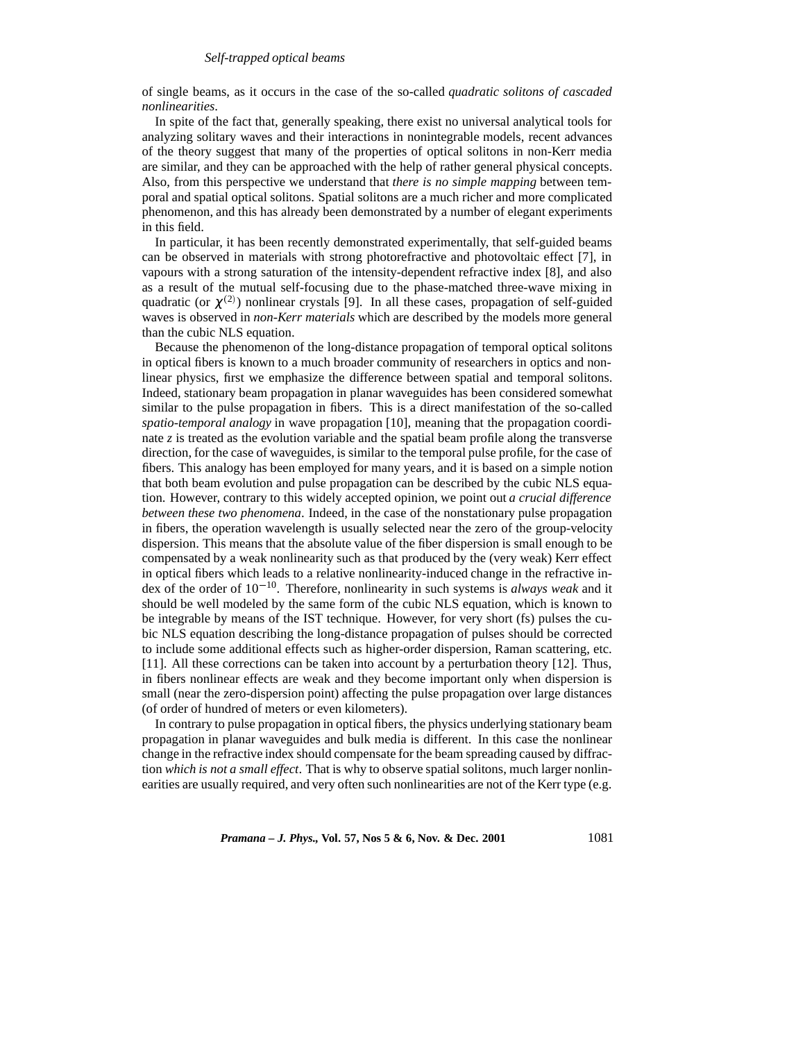of single beams, as it occurs in the case of the so-called *quadratic solitons of cascaded nonlinearities*.

In spite of the fact that, generally speaking, there exist no universal analytical tools for analyzing solitary waves and their interactions in nonintegrable models, recent advances of the theory suggest that many of the properties of optical solitons in non-Kerr media are similar, and they can be approached with the help of rather general physical concepts. Also, from this perspective we understand that *there is no simple mapping* between temporal and spatial optical solitons. Spatial solitons are a much richer and more complicated phenomenon, and this has already been demonstrated by a number of elegant experiments in this field.

In particular, it has been recently demonstrated experimentally, that self-guided beams can be observed in materials with strong photorefractive and photovoltaic effect [7], in vapours with a strong saturation of the intensity-dependent refractive index [8], and also as a result of the mutual self-focusing due to the phase-matched three-wave mixing in quadratic (or $\chi^{(2)}$) nonlinear crystals [9]. In all these cases, propagation of self-guided waves is observed in *non-Kerr materials* which are described by the models more general than the cubic NLS equation.

Because the phenomenon of the long-distance propagation of temporal optical solitons in optical fibers is known to a much broader community of researchers in optics and nonlinear physics, first we emphasize the difference between spatial and temporal solitons. Indeed, stationary beam propagation in planar waveguides has been considered somewhat similar to the pulse propagation in fibers. This is a direct manifestation of the so-called *spatio-temporal analogy* in wave propagation [10], meaning that the propagation coordinate $z$ is treated as the evolution variable and the spatial beam profile along the transverse direction, for the case of waveguides, is similar to the temporal pulse profile, for the case of fibers. This analogy has been employed for many years, and it is based on a simple notion that both beam evolution and pulse propagation can be described by the cubic NLS equation. However, contrary to this widely accepted opinion, we point out *a crucial difference between these two phenomena*. Indeed, in the case of the nonstationary pulse propagation in fibers, the operation wavelength is usually selected near the zero of the group-velocity dispersion. This means that the absolute value of the fiber dispersion is small enough to be compensated by a weak nonlinearity such as that produced by the (very weak) Kerr effect in optical fibers which leads to a relative nonlinearity-induced change in the refractive index of the order of $10^{-10}$. Therefore, nonlinearity in such systems is *always weak* and it should be well modeled by the same form of the cubic NLS equation, which is known to be integrable by means of the IST technique. However, for very short (fs) pulses the cubic NLS equation describing the long-distance propagation of pulses should be corrected to include some additional effects such as higher-order dispersion, Raman scattering, etc. [11]. All these corrections can be taken into account by a perturbation theory [12]. Thus, in fibers nonlinear effects are weak and they become important only when dispersion is small (near the zero-dispersion point) affecting the pulse propagation over large distances (of order of hundred of meters or even kilometers).

In contrary to pulse propagation in optical fibers, the physics underlying stationary beam propagation in planar waveguides and bulk media is different. In this case the nonlinear change in the refractive index should compensate for the beam spreading caused by diffraction *which is not a small effect*. That is why to observe spatial solitons, much larger nonlinearities are usually required, and very often such nonlinearities are not of the Kerr type (e.g.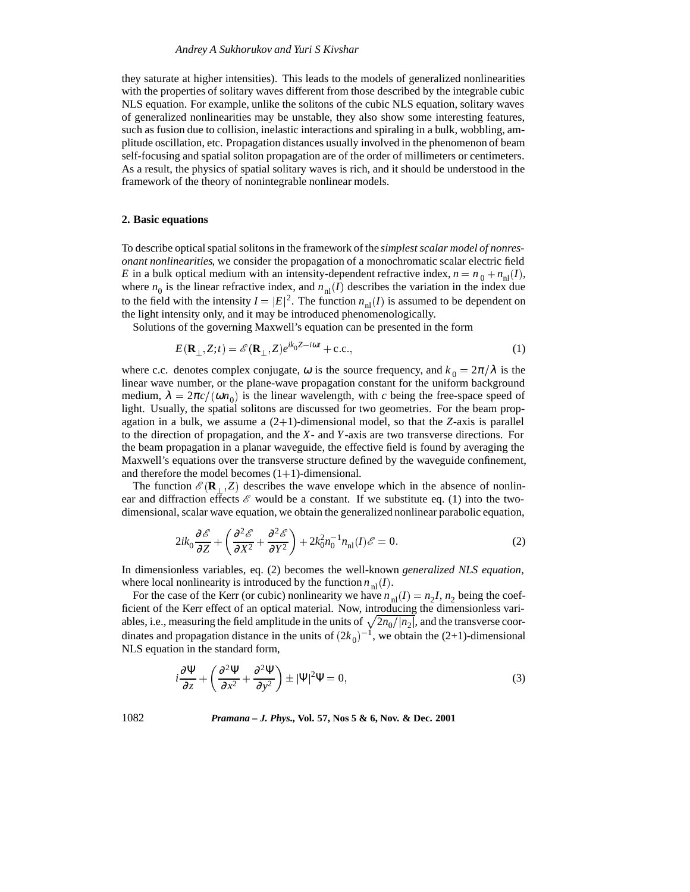they saturate at higher intensities). This leads to the models of generalized nonlinearities with the properties of solitary waves different from those described by the integrable cubic NLS equation. For example, unlike the solitons of the cubic NLS equation, solitary waves of generalized nonlinearities may be unstable, they also show some interesting features, such as fusion due to collision, inelastic interactions and spiraling in a bulk, wobbling, amplitude oscillation, etc. Propagation distances usually involved in the phenomenon of beam self-focusing and spatial soliton propagation are of the order of millimeters or centimeters. As a result, the physics of spatial solitary waves is rich, and it should be understood in the framework of the theory of nonintegrable nonlinear models.

## 2. Basic equations

To describe optical spatial solitons in the framework of the *simplest scalar model of nonresonant nonlinearities*, we consider the propagation of a monochromatic scalar electric field $E$ in a bulk optical medium with an intensity-dependent refractive index, $n = n_0 + n_{\rm nl}(I)$, where $n_0$ is the linear refractive index, and $n_{\rm nl}(I)$ describes the variation in the index due to the field with the intensity $I = |E|^2$. The function $n_{\rm nl}(I)$ is assumed to be dependent on the light intensity only, and it may be introduced phenomenologically.

Solutions of the governing Maxwell's equation can be presented in the form

$$E(\mathbf{R}_\perp, Z; t) = \mathscr{E}(\mathbf{R}_\perp, Z) e^{ik_0 Z - i\omega t} + \text{c.c.}, \tag{1}$$

where c.c. denotes complex conjugate, $\omega$ is the source frequency, and $k_0 = 2\pi/\lambda$ is the linear wave number, or the plane-wave propagation constant for the uniform background medium, $\lambda = 2\pi c/(\omega n_0)$ is the linear wavelength, with $c$ being the free-space speed of light. Usually, the spatial solitons are discussed for two geometries. For the beam propagation in a bulk, we assume a (2+1)-dimensional model, so that the $Z$-axis is parallel to the direction of propagation, and the $X$- and $Y$-axis are two transverse directions. For the beam propagation in a planar waveguide, the effective field is found by averaging the Maxwell's equations over the transverse structure defined by the waveguide confinement, and therefore the model becomes (1+1)-dimensional.

The function $\mathscr{E}(\mathbf{R}_\perp, Z)$ describes the wave envelope which in the absence of nonlinear and diffraction effects $\mathscr{E}$ would be a constant. If we substitute eq. (1) into the two-dimensional, scalar wave equation, we obtain the generalized nonlinear parabolic equation,

$$2ik_0 \frac{\partial \mathscr{E}}{\partial Z} + \left( \frac{\partial^2 \mathscr{E}}{\partial X^2} + \frac{\partial^2 \mathscr{E}}{\partial Y^2} \right) + 2k_0^2 n_0^{-1} n_{\rm nl}(I) \mathscr{E} = 0. \tag{2}$$

In dimensionless variables, eq. (2) becomes the well-known *generalized NLS equation*, where local nonlinearity is introduced by the function $n_{\rm nl}(I)$.

For the case of the Kerr (or cubic) nonlinearity we have $n_{\rm nl}(I) = n_2 I$, $n_2$ being the coefficient of the Kerr effect of an optical material. Now, introducing the dimensionless variables, i.e., measuring the field amplitude in the units of $\sqrt{2n_0/|n_2|}$, and the transverse coordinates and propagation distance in the units of $(2k_0)^{-1}$, we obtain the (2+1)-dimensional NLS equation in the standard form,

$$i \frac{\partial \Psi}{\partial z} + \left( \frac{\partial^2 \Psi}{\partial x^2} + \frac{\partial^2 \Psi}{\partial y^2} \right) \pm |\Psi|^2 \Psi = 0, \tag{3}$$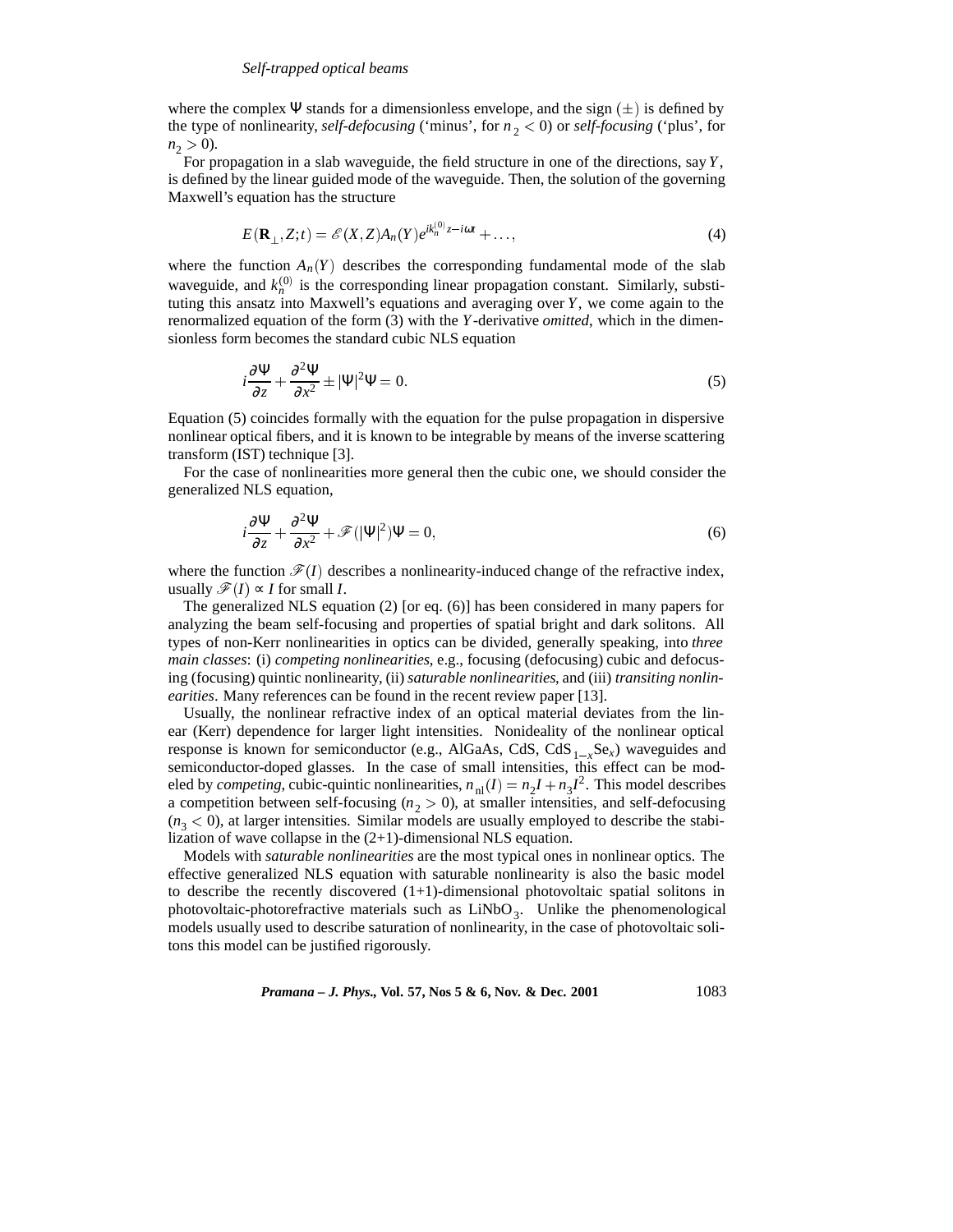where the complex $\Psi$ stands for a dimensionless envelope, and the sign $(\pm)$ is defined by the type of nonlinearity, *self-defocusing* ('minus', for $n_2 < 0$) or *self-focusing* ('plus', for $n_2 > 0$).

For propagation in a slab waveguide, the field structure in one of the directions, say $Y$, is defined by the linear guided mode of the waveguide. Then, the solution of the governing Maxwell's equation has the structure

$$E(\mathbf{R}_{\perp}, Z; t) = \mathscr{E}(X, Z) A_n(Y) e^{ik_n^{(0)} z - i\omega t} + \ldots, \tag{4}$$

where the function $A_n(Y)$ describes the corresponding fundamental mode of the slab waveguide, and $k_n^{(0)}$ is the corresponding linear propagation constant. Similarly, substituting this ansatz into Maxwell's equations and averaging over $Y$, we come again to the renormalized equation of the form (3) with the $Y$-derivative *omitted*, which in the dimensionless form becomes the standard cubic NLS equation

$$i\frac{\partial \Psi}{\partial z} + \frac{\partial^2 \Psi}{\partial x^2} \pm |\Psi|^2 \Psi = 0. \tag{5}$$

Equation (5) coincides formally with the equation for the pulse propagation in dispersive nonlinear optical fibers, and it is known to be integrable by means of the inverse scattering transform (IST) technique [3].

For the case of nonlinearities more general then the cubic one, we should consider the generalized NLS equation,

$$i\frac{\partial \Psi}{\partial z} + \frac{\partial^2 \Psi}{\partial x^2} + \mathscr{F}(|\Psi|^2)\Psi = 0, \tag{6}$$

where the function $\mathscr{F}(I)$ describes a nonlinearity-induced change of the refractive index, usually $\mathscr{F}(I) \propto I$ for small $I$.

The generalized NLS equation (2) [or eq. (6)] has been considered in many papers for analyzing the beam self-focusing and properties of spatial bright and dark solitons. All types of non-Kerr nonlinearities in optics can be divided, generally speaking, into *three main classes*: (i) *competing nonlinearities*, e.g., focusing (defocusing) cubic and defocusing (focusing) quintic nonlinearity, (ii) *saturable nonlinearities*, and (iii) *transiting nonlinearities*. Many references can be found in the recent review paper [13].

Usually, the nonlinear refractive index of an optical material deviates from the linear (Kerr) dependence for larger light intensities. Nonideality of the nonlinear optical response is known for semiconductor (e.g., AlGaAs, CdS, $CdS_{1-x}Se_x$) waveguides and semiconductor-doped glasses. In the case of small intensities, this effect can be modeled by *competing*, cubic-quintic nonlinearities, $n_{\rm nl}(I) = n_2 I + n_3 I^2$. This model describes a competition between self-focusing ($n_2 > 0$), at smaller intensities, and self-defocusing ($n_3 < 0$), at larger intensities. Similar models are usually employed to describe the stabilization of wave collapse in the (2+1)-dimensional NLS equation.

Models with *saturable nonlinearities* are the most typical ones in nonlinear optics. The effective generalized NLS equation with saturable nonlinearity is also the basic model to describe the recently discovered (1+1)-dimensional photovoltaic spatial solitons in photovoltaic-photorefractive materials such as $LiNbO_3$. Unlike the phenomenological models usually used to describe saturation of nonlinearity, in the case of photovoltaic solitons this model can be justified rigorously.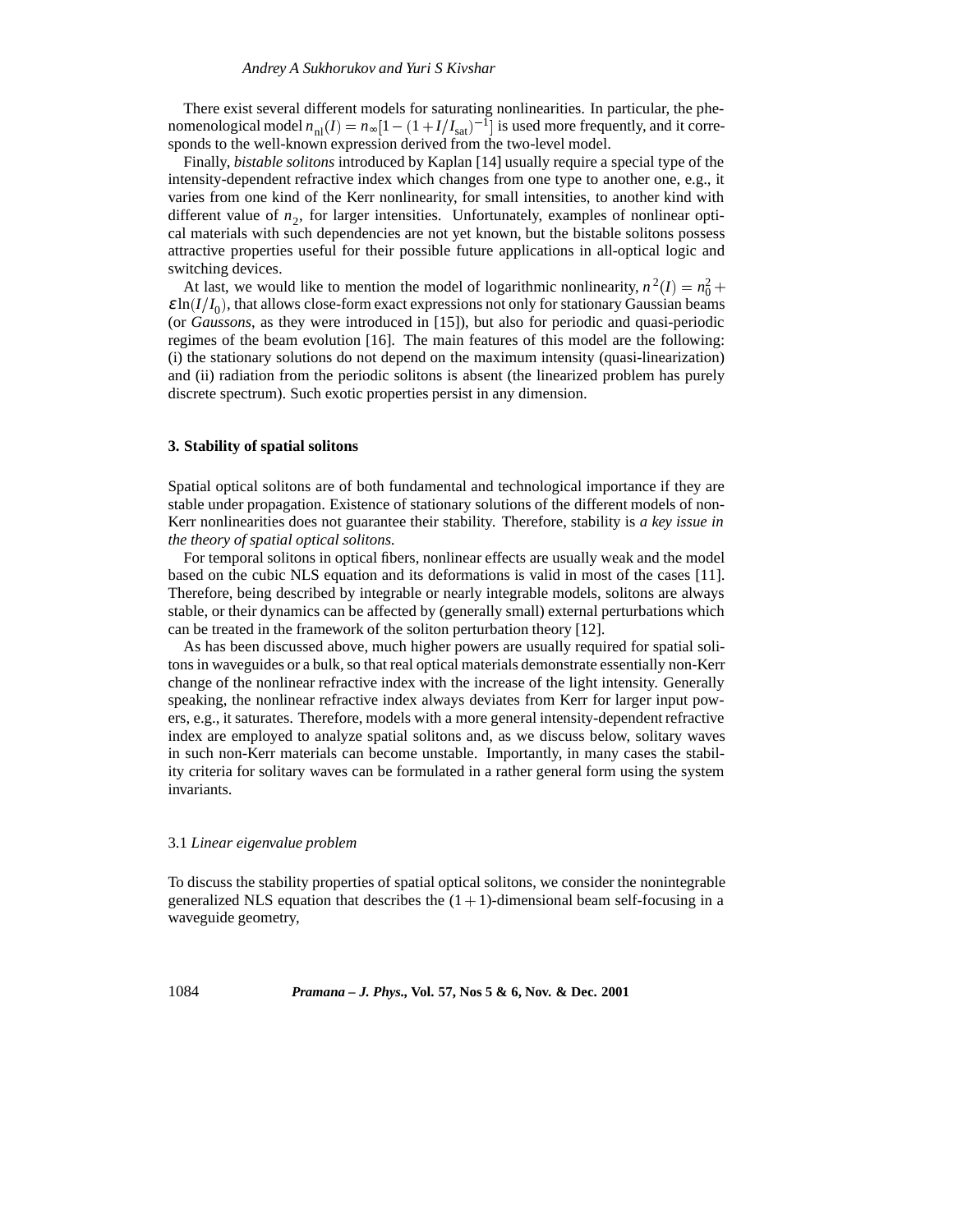There exist several different models for saturating nonlinearities. In particular, the phenomenological model $n_{\rm nl}(I) = n_\infty[1-(1+I/I_{\rm sat})^{-1}]$ is used more frequently, and it corresponds to the well-known expression derived from the two-level model.

Finally, *bistable solitons* introduced by Kaplan [14] usually require a special type of the intensity-dependent refractive index which changes from one type to another one, e.g., it varies from one kind of the Kerr nonlinearity, for small intensities, to another kind with different value of $n_2$, for larger intensities. Unfortunately, examples of nonlinear optical materials with such dependencies are not yet known, but the bistable solitons possess attractive properties useful for their possible future applications in all-optical logic and switching devices.

At last, we would like to mention the model of logarithmic nonlinearity, $n^2(I) = n_0^2 + \varepsilon \ln(I/I_0)$, that allows close-form exact expressions not only for stationary Gaussian beams (or *Gaussons*, as they were introduced in [15]), but also for periodic and quasi-periodic regimes of the beam evolution [16]. The main features of this model are the following: (i) the stationary solutions do not depend on the maximum intensity (quasi-linearization) and (ii) radiation from the periodic solitons is absent (the linearized problem has purely discrete spectrum). Such exotic properties persist in any dimension.

## 3. Stability of spatial solitons

Spatial optical solitons are of both fundamental and technological importance if they are stable under propagation. Existence of stationary solutions of the different models of non-Kerr nonlinearities does not guarantee their stability. Therefore, stability is *a key issue in the theory of spatial optical solitons*.

For temporal solitons in optical fibers, nonlinear effects are usually weak and the model based on the cubic NLS equation and its deformations is valid in most of the cases [11]. Therefore, being described by integrable or nearly integrable models, solitons are always stable, or their dynamics can be affected by (generally small) external perturbations which can be treated in the framework of the soliton perturbation theory [12].

As has been discussed above, much higher powers are usually required for spatial solitons in waveguides or a bulk, so that real optical materials demonstrate essentially non-Kerr change of the nonlinear refractive index with the increase of the light intensity. Generally speaking, the nonlinear refractive index always deviates from Kerr for larger input powers, e.g., it saturates. Therefore, models with a more general intensity-dependent refractive index are employed to analyze spatial solitons and, as we discuss below, solitary waves in such non-Kerr materials can become unstable. Importantly, in many cases the stability criteria for solitary waves can be formulated in a rather general form using the system invariants.

### 3.1 *Linear eigenvalue problem*

To discuss the stability properties of spatial optical solitons, we consider the nonintegrable generalized NLS equation that describes the $(1+1)$-dimensional beam self-focusing in a waveguide geometry,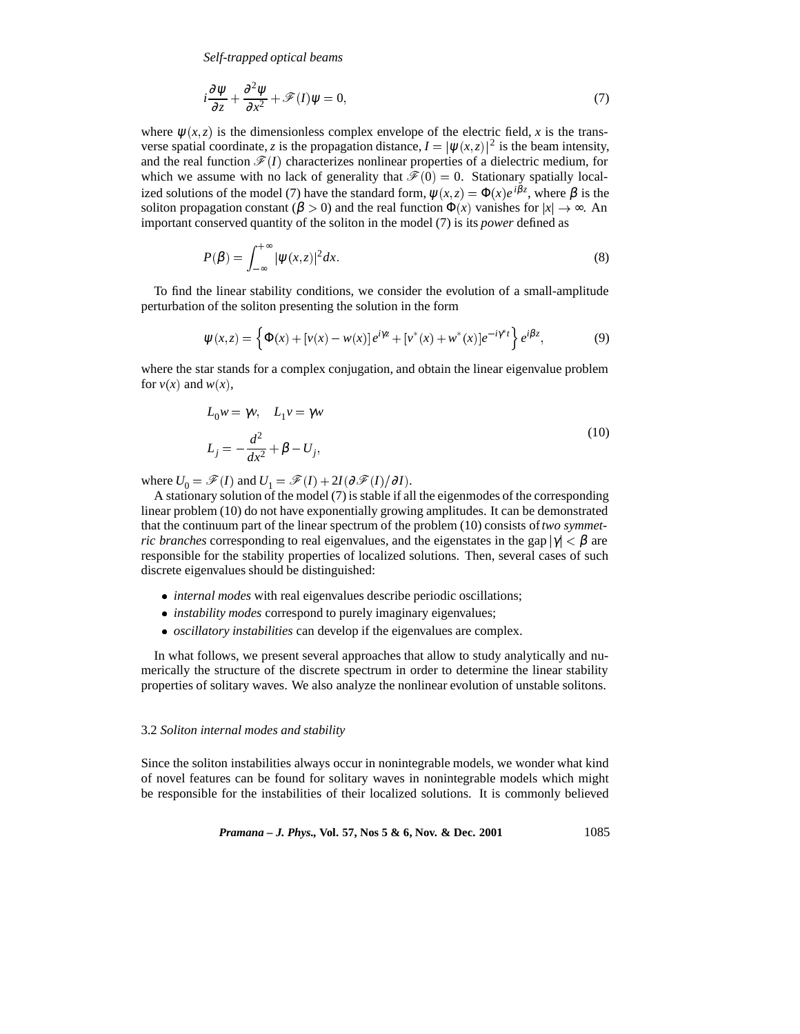$$i\frac{\partial\psi}{\partial z} + \frac{\partial^2\psi}{\partial x^2} + \mathscr{F}(I)\psi = 0, \tag{7}$$

where $\psi(x,z)$ is the dimensionless complex envelope of the electric field, $x$ is the transverse spatial coordinate, $z$ is the propagation distance, $I = |\psi(x,z)|^2$ is the beam intensity, and the real function $\mathscr{F}(I)$ characterizes nonlinear properties of a dielectric medium, for which we assume with no lack of generality that $\mathscr{F}(0) = 0$. Stationary spatially localized solutions of the model (7) have the standard form, $\psi(x,z) = \Phi(x)e^{i\beta z}$, where $\beta$ is the soliton propagation constant ($\beta > 0$) and the real function $\Phi(x)$ vanishes for $|x| \to \infty$. An important conserved quantity of the soliton in the model (7) is its *power* defined as

$$P(\beta) = \int_{-\infty}^{+\infty} |\psi(x,z)|^2 dx. \tag{8}$$

To find the linear stability conditions, we consider the evolution of a small-amplitude perturbation of the soliton presenting the solution in the form

$$\psi(x,z) = \left\{ \Phi(x) + [v(x) - w(x)]\, e^{i\gamma z} + [v^*(x) + w^*(x)]e^{-i\gamma^* t} \right\} e^{i\beta z}, \tag{9}$$

where the star stands for a complex conjugation, and obtain the linear eigenvalue problem for $v(x)$ and $w(x)$,

$$\begin{aligned} &L_0 w = \gamma v, \quad L_1 v = \gamma w \\ &L_j = -\frac{d^2}{dx^2} + \beta - U_j, \end{aligned} \tag{10}$$

where $U_0 = \mathscr{F}(I)$ and $U_1 = \mathscr{F}(I) + 2I(\partial \mathscr{F}(I)/\partial I)$.

A stationary solution of the model (7) is stable if all the eigenmodes of the corresponding linear problem (10) do not have exponentially growing amplitudes. It can be demonstrated that the continuum part of the linear spectrum of the problem (10) consists of *two symmetric branches* corresponding to real eigenvalues, and the eigenstates in the gap $|\gamma| < \beta$ are responsible for the stability properties of localized solutions. Then, several cases of such discrete eigenvalues should be distinguished:

- *internal modes* with real eigenvalues describe periodic oscillations;
- *instability modes* correspond to purely imaginary eigenvalues;
- *oscillatory instabilities* can develop if the eigenvalues are complex.

In what follows, we present several approaches that allow to study analytically and numerically the structure of the discrete spectrum in order to determine the linear stability properties of solitary waves. We also analyze the nonlinear evolution of unstable solitons.

### 3.2 *Soliton internal modes and stability*

Since the soliton instabilities always occur in nonintegrable models, we wonder what kind of novel features can be found for solitary waves in nonintegrable models which might be responsible for the instabilities of their localized solutions. It is commonly believed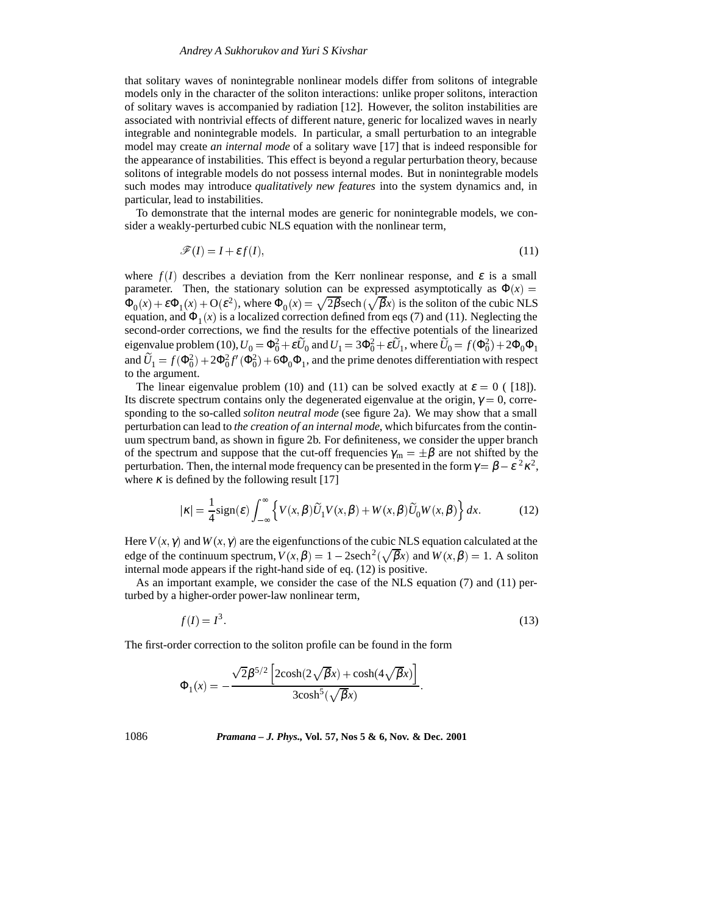that solitary waves of nonintegrable nonlinear models differ from solitons of integrable models only in the character of the soliton interactions: unlike proper solitons, interaction of solitary waves is accompanied by radiation [12]. However, the soliton instabilities are associated with nontrivial effects of different nature, generic for localized waves in nearly integrable and nonintegrable models. In particular, a small perturbation to an integrable model may create *an internal mode* of a solitary wave [17] that is indeed responsible for the appearance of instabilities. This effect is beyond a regular perturbation theory, because solitons of integrable models do not possess internal modes. But in nonintegrable models such modes may introduce *qualitatively new features* into the system dynamics and, in particular, lead to instabilities.

To demonstrate that the internal modes are generic for nonintegrable models, we consider a weakly-perturbed cubic NLS equation with the nonlinear term,

$$\mathscr{F}(I) = I + \varepsilon f(I), \tag{11}$$

where $f(I)$ describes a deviation from the Kerr nonlinear response, and $\varepsilon$ is a small parameter. Then, the stationary solution can be expressed asymptotically as $\Phi(x) = \Phi_0(x) + \varepsilon\Phi_1(x) + \mathrm{O}(\varepsilon^2)$, where $\Phi_0(x) = \sqrt{2\beta}\,\mathrm{sech}\,(\sqrt{\beta}x)$ is the soliton of the cubic NLS equation, and $\Phi_1(x)$ is a localized correction defined from eqs (7) and (11). Neglecting the second-order corrections, we find the results for the effective potentials of the linearized eigenvalue problem (10), $U_0 = \Phi_0^2 + \varepsilon\widetilde{U}_0$ and $U_1 = 3\Phi_0^2 + \varepsilon\widetilde{U}_1$, where $\widetilde{U}_0 = f(\Phi_0^2) + 2\Phi_0\Phi_1$ and $\widetilde{U}_1 = f(\Phi_0^2) + 2\Phi_0^2 f'(\Phi_0^2) + 6\Phi_0\Phi_1$, and the prime denotes differentiation with respect to the argument.

The linear eigenvalue problem (10) and (11) can be solved exactly at $\varepsilon = 0$ ( [18]). Its discrete spectrum contains only the degenerated eigenvalue at the origin, $\gamma = 0$, corresponding to the so-called *soliton neutral mode* (see figure 2a). We may show that a small perturbation can lead to *the creation of an internal mode*, which bifurcates from the continuum spectrum band, as shown in figure 2b. For definiteness, we consider the upper branch of the spectrum and suppose that the cut-off frequencies $\gamma_m = \pm\beta$ are not shifted by the perturbation. Then, the internal mode frequency can be presented in the form $\gamma = \beta - \varepsilon^2\kappa^2$, where $\kappa$ is defined by the following result [17]

$$|\kappa| = \frac{1}{4}\mathrm{sign}(\varepsilon)\int_{-\infty}^{\infty}\Big\{V(x,\beta)\widetilde{U}_1 V(x,\beta) + W(x,\beta)\widetilde{U}_0 W(x,\beta)\Big\}\,dx. \tag{12}$$

Here $V(x,\gamma)$ and $W(x,\gamma)$ are the eigenfunctions of the cubic NLS equation calculated at the edge of the continuum spectrum, $V(x,\beta) = 1 - 2\mathrm{sech}^2(\sqrt{\beta}x)$ and $W(x,\beta) = 1$. A soliton internal mode appears if the right-hand side of eq. (12) is positive.

As an important example, we consider the case of the NLS equation (7) and (11) perturbed by a higher-order power-law nonlinear term,

$$f(I) = I^3. \tag{13}$$

The first-order correction to the soliton profile can be found in the form

$$\Phi_1(x) = -\frac{\sqrt{2}\beta^{5/2}\left[2\cosh(2\sqrt{\beta}x) + \cosh(4\sqrt{\beta}x)\right]}{3\cosh^5(\sqrt{\beta}x)}.$$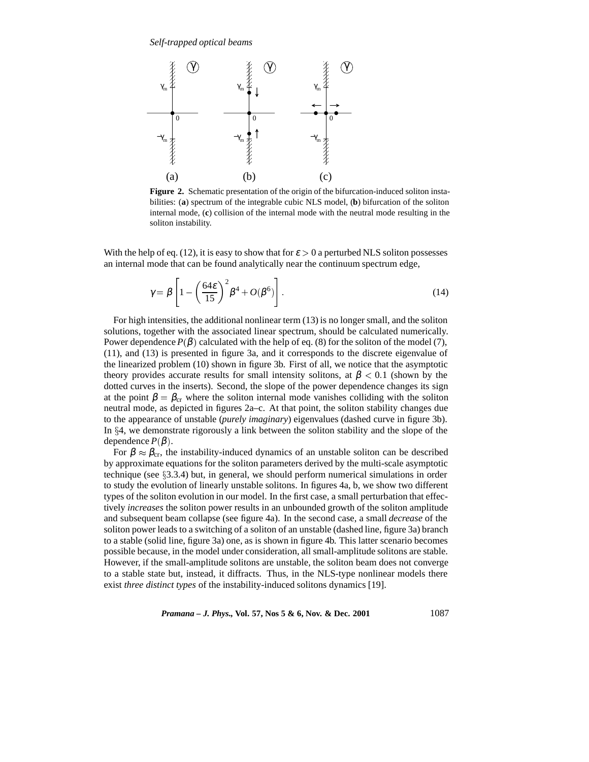**Figure 2.** Schematic presentation of the origin of the bifurcation-induced soliton instabilities: (**a**) spectrum of the integrable cubic NLS model, (**b**) bifurcation of the soliton internal mode, (**c**) collision of the internal mode with the neutral mode resulting in the soliton instability.

With the help of eq. (12), it is easy to show that for $\varepsilon > 0$ a perturbed NLS soliton possesses an internal mode that can be found analytically near the continuum spectrum edge,

$$\gamma = \beta \left[ 1 - \left( \frac{64\varepsilon}{15} \right)^2 \beta^4 + O(\beta^6) \right]. \tag{14}$$

For high intensities, the additional nonlinear term (13) is no longer small, and the soliton solutions, together with the associated linear spectrum, should be calculated numerically. Power dependence $P(\beta)$ calculated with the help of eq. (8) for the soliton of the model (7), (11), and (13) is presented in figure 3a, and it corresponds to the discrete eigenvalue of the linearized problem (10) shown in figure 3b. First of all, we notice that the asymptotic theory provides accurate results for small intensity solitons, at $\beta < 0.1$ (shown by the dotted curves in the inserts). Second, the slope of the power dependence changes its sign at the point $\beta = \beta_{\rm cr}$ where the soliton internal mode vanishes colliding with the soliton neutral mode, as depicted in figures 2a–c. At that point, the soliton stability changes due to the appearance of unstable (*purely imaginary*) eigenvalues (dashed curve in figure 3b). In §4, we demonstrate rigorously a link between the soliton stability and the slope of the dependence $P(\beta)$.

For $\beta \approx \beta_{\rm cr}$, the instability-induced dynamics of an unstable soliton can be described by approximate equations for the soliton parameters derived by the multi-scale asymptotic technique (see §3.3.4) but, in general, we should perform numerical simulations in order to study the evolution of linearly unstable solitons. In figures 4a, b, we show two different types of the soliton evolution in our model. In the first case, a small perturbation that effectively *increases* the soliton power results in an unbounded growth of the soliton amplitude and subsequent beam collapse (see figure 4a). In the second case, a small *decrease* of the soliton power leads to a switching of a soliton of an unstable (dashed line, figure 3a) branch to a stable (solid line, figure 3a) one, as is shown in figure 4b. This latter scenario becomes possible because, in the model under consideration, all small-amplitude solitons are stable. However, if the small-amplitude solitons are unstable, the soliton beam does not converge to a stable state but, instead, it diffracts. Thus, in the NLS-type nonlinear models there exist *three distinct types* of the instability-induced solitons dynamics [19].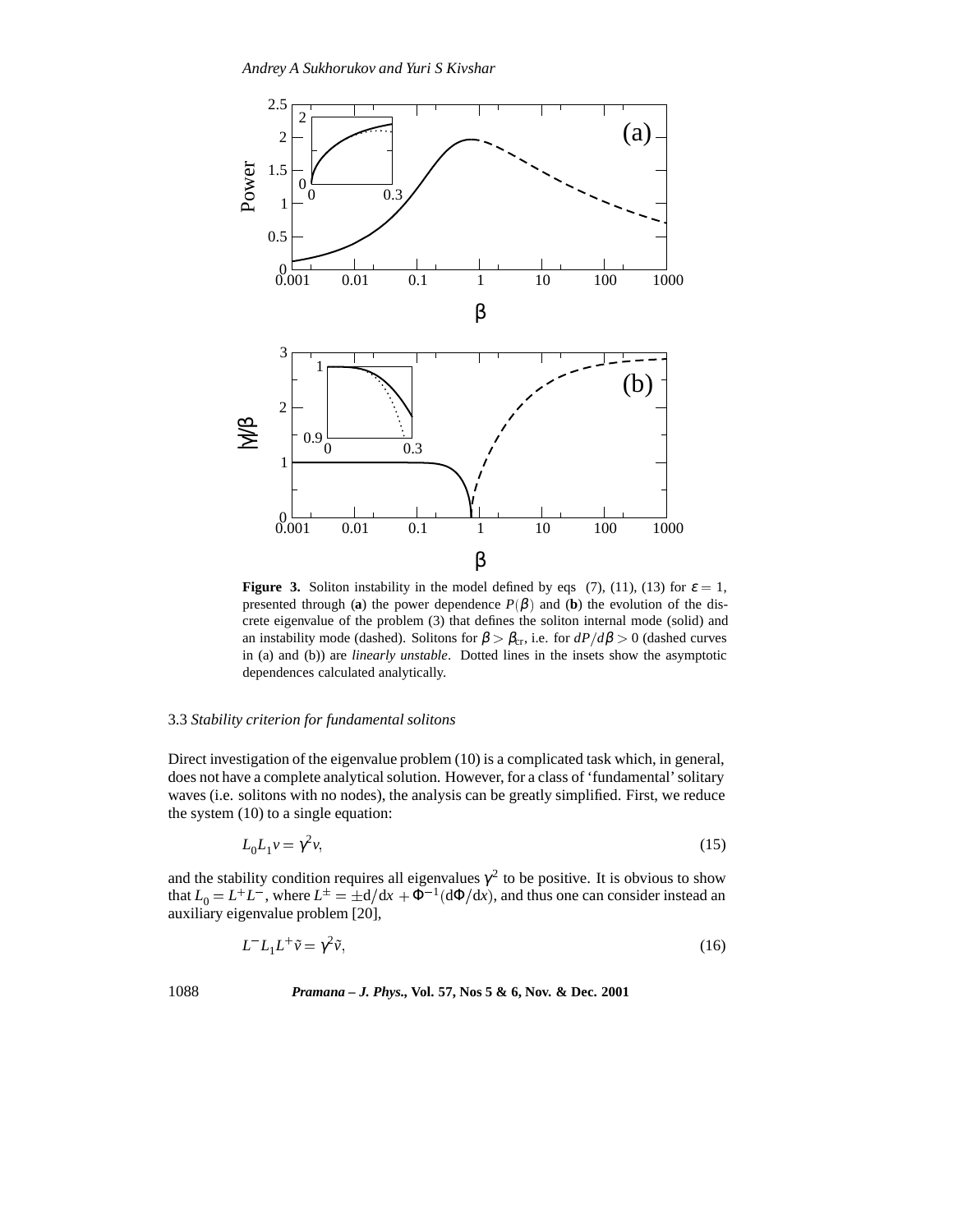**Figure 3.** Soliton instability in the model defined by eqs (7), (11), (13) for $\varepsilon = 1$, presented through (**a**) the power dependence $P(\beta)$ and (**b**) the evolution of the discrete eigenvalue of the problem (3) that defines the soliton internal mode (solid) and an instability mode (dashed). Solitons for $\beta > \beta_{\text{cr}}$, i.e. for $dP/d\beta > 0$ (dashed curves in (a) and (b)) are *linearly unstable*. Dotted lines in the insets show the asymptotic dependences calculated analytically.

### 3.3 *Stability criterion for fundamental solitons*

Direct investigation of the eigenvalue problem (10) is a complicated task which, in general, does not have a complete analytical solution. However, for a class of 'fundamental' solitary waves (i.e. solitons with no nodes), the analysis can be greatly simplified. First, we reduce the system (10) to a single equation:

$$L_0 L_1 v = \gamma^2 v, \tag{15}$$

and the stability condition requires all eigenvalues $\gamma^2$ to be positive. It is obvious to show that $L_0 = L^+ L^-$, where $L^{\pm} = \pm \mathrm{d}/\mathrm{d}x + \Phi^{-1}(\mathrm{d}\Phi/\mathrm{d}x)$, and thus one can consider instead an auxiliary eigenvalue problem [20],

$$L^- L_1 L^+ \tilde{v} = \gamma^2 \tilde{v}, \tag{16}$$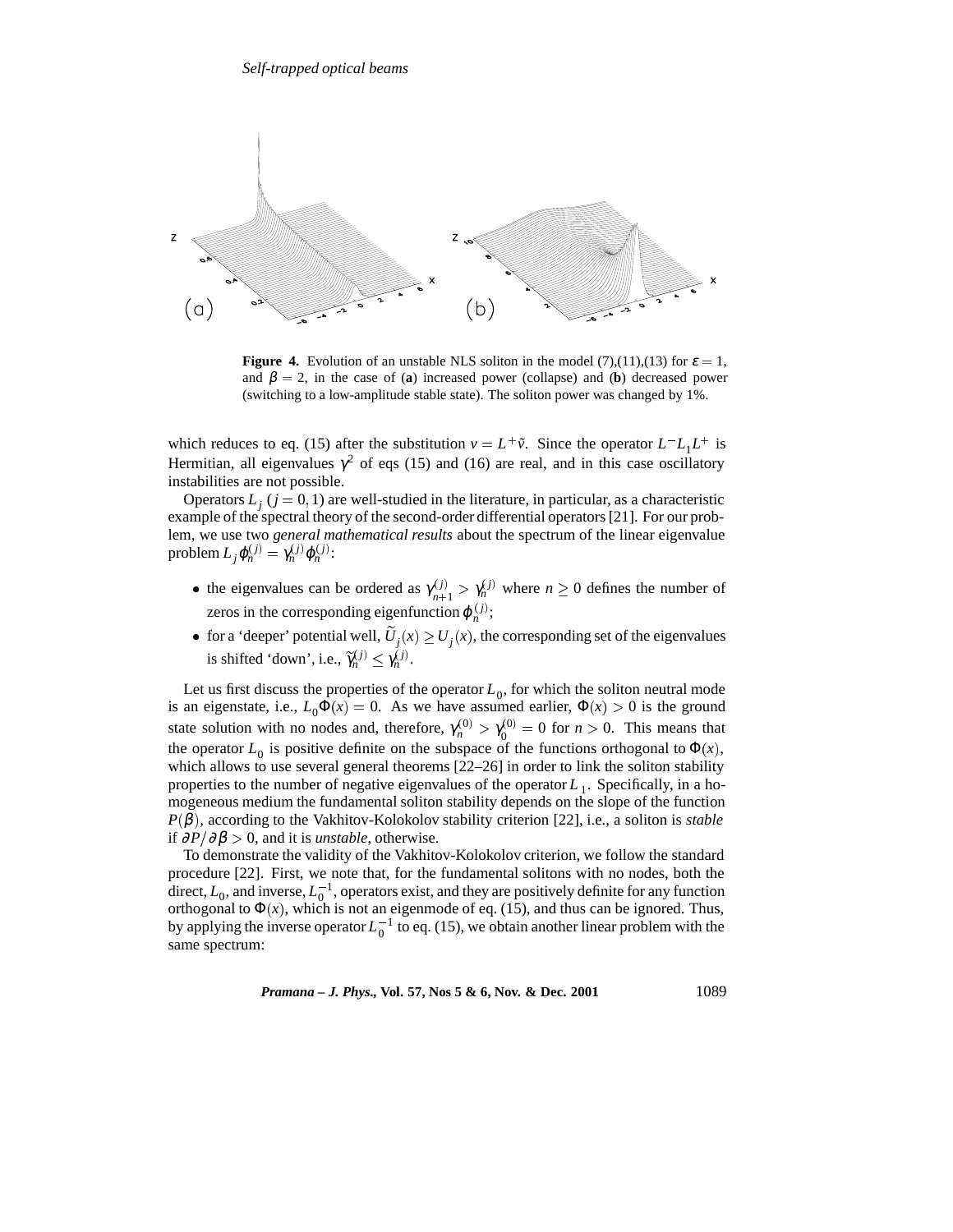**Figure 4.** Evolution of an unstable NLS soliton in the model (7),(11),(13) for $\varepsilon = 1$, and $\beta = 2$, in the case of (**a**) increased power (collapse) and (**b**) decreased power (switching to a low-amplitude stable state). The soliton power was changed by 1%.

which reduces to eq. (15) after the substitution $v = L^{+}\tilde{v}$. Since the operator $L^{-}L_1L^{+}$ is Hermitian, all eigenvalues $\gamma^2$ of eqs (15) and (16) are real, and in this case oscillatory instabilities are not possible.

Operators $L_j$ ($j = 0, 1$) are well-studied in the literature, in particular, as a characteristic example of the spectral theory of the second-order differential operators [21]. For our problem, we use two *general mathematical results* about the spectrum of the linear eigenvalue problem $L_j\varphi_n^{(j)} = \gamma_n^{(j)}\varphi_n^{(j)}$:

- the eigenvalues can be ordered as $\gamma_{n+1}^{(j)} > \gamma_n^{(j)}$ where $n \geq 0$ defines the number of zeros in the corresponding eigenfunction $\varphi_n^{(j)}$;
- for a 'deeper' potential well, $\widetilde{U}_j(x) \geq U_j(x)$, the corresponding set of the eigenvalues is shifted 'down', i.e., $\widetilde{\gamma}_n^{(j)} \leq \gamma_n^{(j)}$.

Let us first discuss the properties of the operator $L_0$, for which the soliton neutral mode is an eigenstate, i.e., $L_0\Phi(x) = 0$. As we have assumed earlier, $\Phi(x) > 0$ is the ground state solution with no nodes and, therefore, $\gamma_n^{(0)} > \gamma_0^{(0)} = 0$ for $n > 0$. This means that the operator $L_0$ is positive definite on the subspace of the functions orthogonal to $\Phi(x)$, which allows to use several general theorems [22–26] in order to link the soliton stability properties to the number of negative eigenvalues of the operator $L_1$. Specifically, in a homogeneous medium the fundamental soliton stability depends on the slope of the function $P(\beta)$, according to the Vakhitov-Kolokolov stability criterion [22], i.e., a soliton is *stable* if $\partial P/\partial\beta > 0$, and it is *unstable*, otherwise.

To demonstrate the validity of the Vakhitov-Kolokolov criterion, we follow the standard procedure [22]. First, we note that, for the fundamental solitons with no nodes, both the direct, $L_0$, and inverse, $L_0^{-1}$, operators exist, and they are positively definite for any function orthogonal to $\Phi(x)$, which is not an eigenmode of eq. (15), and thus can be ignored. Thus, by applying the inverse operator $L_0^{-1}$ to eq. (15), we obtain another linear problem with the same spectrum: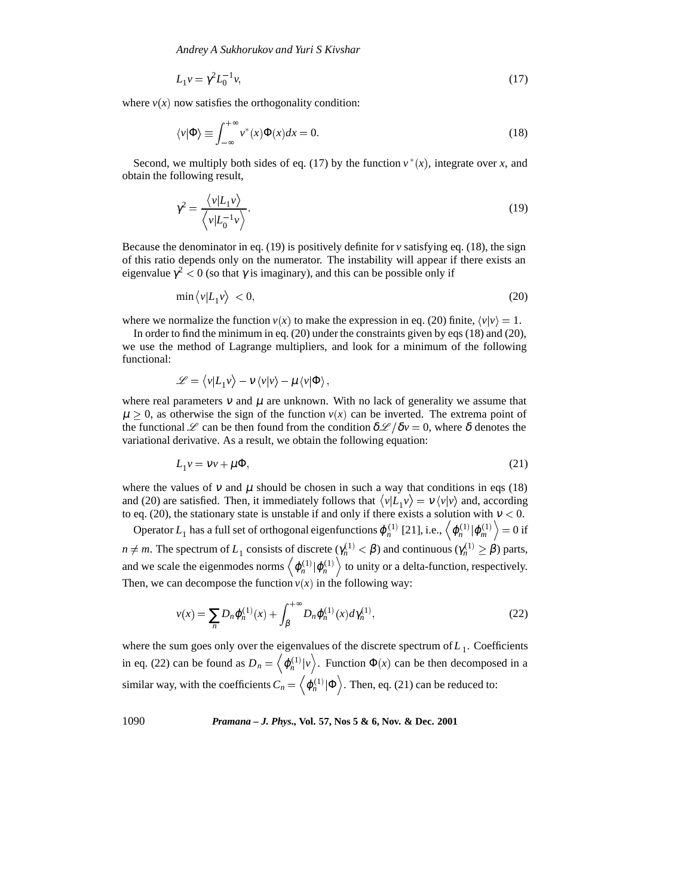$$L_1 v = \gamma^2 L_0^{-1} v, \tag{17}$$

where $v(x)$ now satisfies the orthogonality condition:

$$\langle v|\Phi\rangle \equiv \int_{-\infty}^{+\infty} v^*(x)\Phi(x)dx = 0. \tag{18}$$

Second, we multiply both sides of eq. (17) by the function $v^*(x)$, integrate over $x$, and obtain the following result,

$$\gamma^2 = \frac{\langle v|L_1 v\rangle}{\left\langle v|L_0^{-1} v\right\rangle}. \tag{19}$$

Because the denominator in eq. (19) is positively definite for $v$ satisfying eq. (18), the sign of this ratio depends only on the numerator. The instability will appear if there exists an eigenvalue $\gamma^2 < 0$ (so that $\gamma$ is imaginary), and this can be possible only if

$$\min \langle v|L_1 v\rangle < 0, \tag{20}$$

where we normalize the function $v(x)$ to make the expression in eq. (20) finite, $\langle v|v\rangle = 1$.

In order to find the minimum in eq. (20) under the constraints given by eqs (18) and (20), we use the method of Lagrange multipliers, and look for a minimum of the following functional:

$$\mathscr{L} = \langle v|L_1 v\rangle - \nu\langle v|v\rangle - \mu\langle v|\Phi\rangle,$$

where real parameters $\nu$ and $\mu$ are unknown. With no lack of generality we assume that $\mu \geq 0$, as otherwise the sign of the function $v(x)$ can be inverted. The extrema point of the functional $\mathscr{L}$ can be then found from the condition $\delta\mathscr{L}/\delta v = 0$, where $\delta$ denotes the variational derivative. As a result, we obtain the following equation:

$$L_1 v = \nu v + \mu\Phi, \tag{21}$$

where the values of $\nu$ and $\mu$ should be chosen in such a way that conditions in eqs (18) and (20) are satisfied. Then, it immediately follows that $\langle v|L_1 v\rangle = \nu\langle v|v\rangle$ and, according to eq. (20), the stationary state is unstable if and only if there exists a solution with $\nu < 0$.

Operator $L_1$ has a full set of orthogonal eigenfunctions $\varphi_n^{(1)}$ [21], i.e., $\left\langle \varphi_n^{(1)}|\varphi_m^{(1)}\right\rangle = 0$ if $n \neq m$. The spectrum of $L_1$ consists of discrete ($\gamma_n^{(1)} < \beta$) and continuous ($\gamma_n^{(1)} \geq \beta$) parts, and we scale the eigenmodes norms $\left\langle \varphi_n^{(1)}|\varphi_n^{(1)}\right\rangle$ to unity or a delta-function, respectively. Then, we can decompose the function $v(x)$ in the following way:

$$v(x) = \sum_n D_n \varphi_n^{(1)}(x) + \int_\beta^{+\infty} D_n \varphi_n^{(1)}(x) d\gamma_n^{(1)}, \tag{22}$$

where the sum goes only over the eigenvalues of the discrete spectrum of $L_1$. Coefficients in eq. (22) can be found as $D_n = \left\langle \varphi_n^{(1)}|v\right\rangle$. Function $\Phi(x)$ can be then decomposed in a similar way, with the coefficients $C_n = \left\langle \varphi_n^{(1)}|\Phi\right\rangle$. Then, eq. (21) can be reduced to: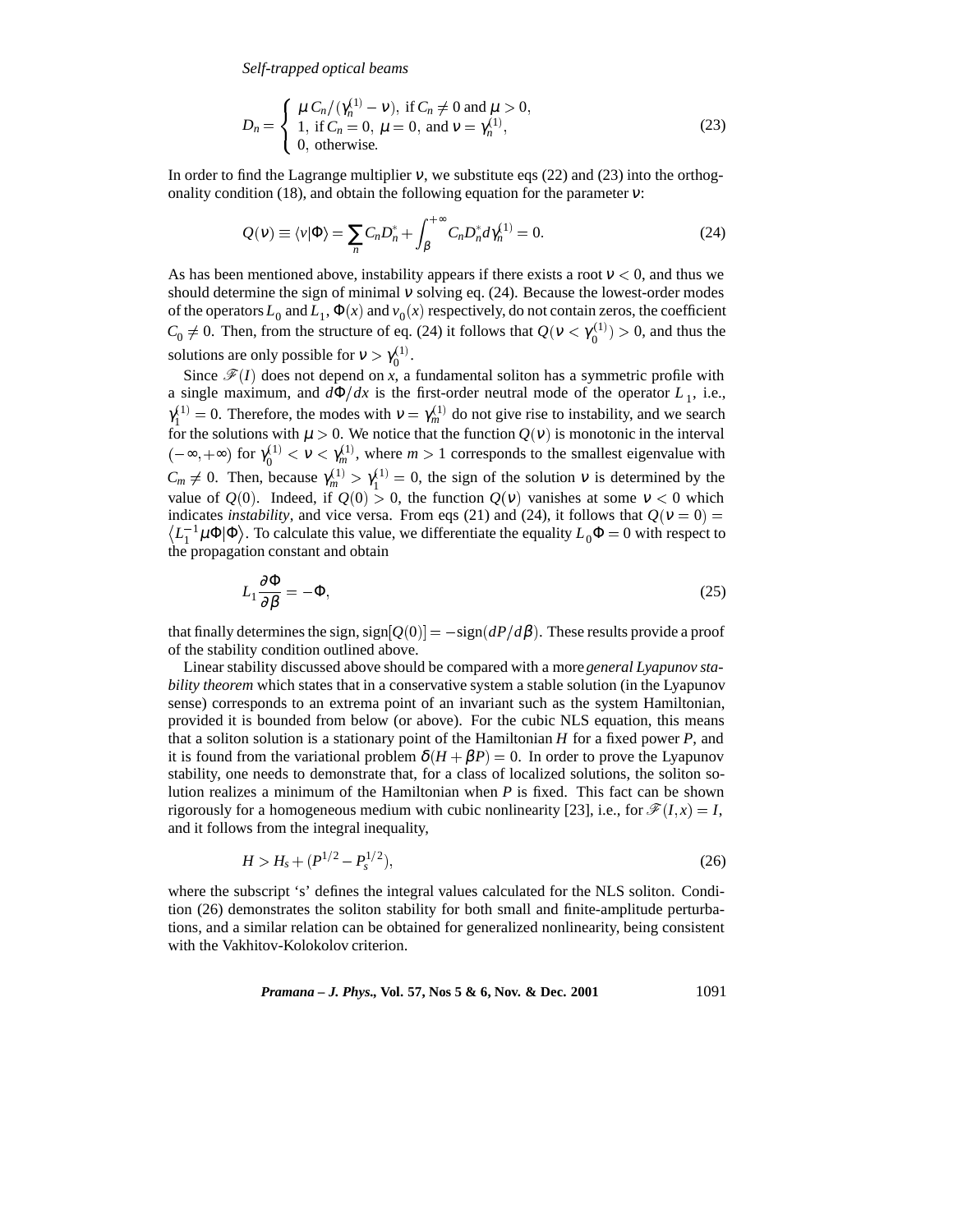$$
D_n = \begin{cases} \mu C_n/(\gamma_n^{(1)} - \nu), \text{ if } C_n \neq 0 \text{ and } \mu > 0, \\ 1, \text{ if } C_n = 0, \ \mu = 0, \text{ and } \nu = \gamma_n^{(1)}, \\ 0, \text{ otherwise.} \end{cases} \tag{23}
$$

In order to find the Lagrange multiplier $\nu$, we substitute eqs (22) and (23) into the orthogonality condition (18), and obtain the following equation for the parameter $\nu$:

$$
Q(\nu) \equiv \langle v|\Phi\rangle = \sum_n C_n D_n^* + \int_\beta^{+\infty} C_n D_n^* d\gamma_n^{(1)} = 0. \tag{24}
$$

As has been mentioned above, instability appears if there exists a root $\nu < 0$, and thus we should determine the sign of minimal $\nu$ solving eq. (24). Because the lowest-order modes of the operators $L_0$ and $L_1$, $\Phi(x)$ and $v_0(x)$ respectively, do not contain zeros, the coefficient $C_0 \neq 0$. Then, from the structure of eq. (24) it follows that $Q(\nu < \gamma_0^{(1)}) > 0$, and thus the solutions are only possible for $\nu > \gamma_0^{(1)}$.

Since $\mathscr{F}(I)$ does not depend on $x$, a fundamental soliton has a symmetric profile with a single maximum, and $d\Phi/dx$ is the first-order neutral mode of the operator $L_1$, i.e., $\gamma_1^{(1)} = 0$. Therefore, the modes with $\nu = \gamma_m^{(1)}$ do not give rise to instability, and we search for the solutions with $\mu > 0$. We notice that the function $Q(\nu)$ is monotonic in the interval $(-\infty, +\infty)$ for $\gamma_0^{(1)} < \nu < \gamma_m^{(1)}$, where $m > 1$ corresponds to the smallest eigenvalue with $C_m \neq 0$. Then, because $\gamma_m^{(1)} > \gamma_1^{(1)} = 0$, the sign of the solution $\nu$ is determined by the value of $Q(0)$. Indeed, if $Q(0) > 0$, the function $Q(\nu)$ vanishes at some $\nu < 0$ which indicates *instability*, and vice versa. From eqs (21) and (24), it follows that $Q(\nu = 0) = \langle L_1^{-1}\mu\Phi|\Phi\rangle$. To calculate this value, we differentiate the equality $L_0\Phi = 0$ with respect to the propagation constant and obtain

$$
L_1 \frac{\partial \Phi}{\partial \beta} = -\Phi, \tag{25}
$$

that finally determines the sign, $\text{sign}[Q(0)] = -\text{sign}(dP/d\beta)$. These results provide a proof of the stability condition outlined above.

Linear stability discussed above should be compared with a more *general Lyapunov stability theorem* which states that in a conservative system a stable solution (in the Lyapunov sense) corresponds to an extrema point of an invariant such as the system Hamiltonian, provided it is bounded from below (or above). For the cubic NLS equation, this means that a soliton solution is a stationary point of the Hamiltonian $H$ for a fixed power $P$, and it is found from the variational problem $\delta(H + \beta P) = 0$. In order to prove the Lyapunov stability, one needs to demonstrate that, for a class of localized solutions, the soliton solution realizes a minimum of the Hamiltonian when $P$ is fixed. This fact can be shown rigorously for a homogeneous medium with cubic nonlinearity [23], i.e., for $\mathscr{F}(I,x) = I$, and it follows from the integral inequality,

$$
H > H_s + (P^{1/2} - P_s^{1/2}), \tag{26}
$$

where the subscript 's' defines the integral values calculated for the NLS soliton. Condition (26) demonstrates the soliton stability for both small and finite-amplitude perturbations, and a similar relation can be obtained for generalized nonlinearity, being consistent with the Vakhitov-Kolokolov criterion.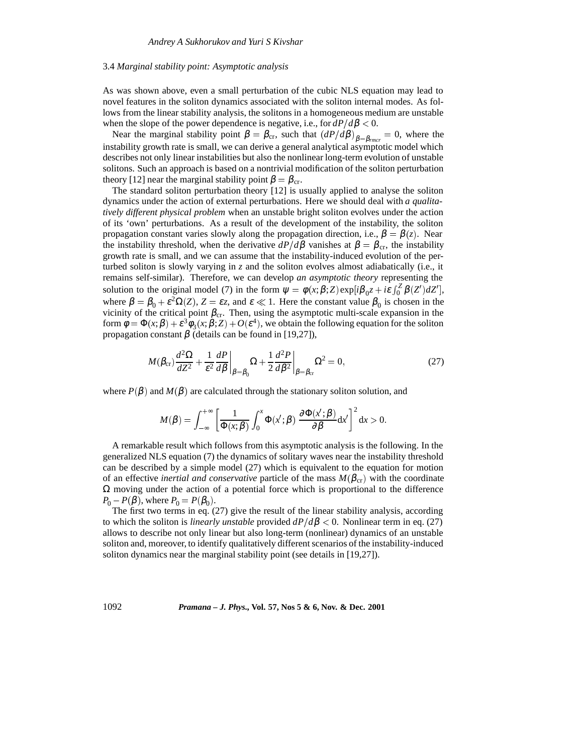### 3.4 *Marginal stability point: Asymptotic analysis*

As was shown above, even a small perturbation of the cubic NLS equation may lead to novel features in the soliton dynamics associated with the soliton internal modes. As follows from the linear stability analysis, the solitons in a homogeneous medium are unstable when the slope of the power dependence is negative, i.e., for $dP/d\beta < 0$.

Near the marginal stability point $\beta = \beta_{\rm cr}$, such that $(dP/d\beta)_{\beta=\beta_{rmcr}} = 0$, where the instability growth rate is small, we can derive a general analytical asymptotic model which describes not only linear instabilities but also the nonlinear long-term evolution of unstable solitons. Such an approach is based on a nontrivial modification of the soliton perturbation theory [12] near the marginal stability point $\beta = \beta_{\rm cr}$.

The standard soliton perturbation theory [12] is usually applied to analyse the soliton dynamics under the action of external perturbations. Here we should deal with *a qualitatively different physical problem* when an unstable bright soliton evolves under the action of its 'own' perturbations. As a result of the development of the instability, the soliton propagation constant varies slowly along the propagation direction, i.e., $\beta = \beta(z)$. Near the instability threshold, when the derivative $dP/d\beta$ vanishes at $\beta = \beta_{\rm cr}$, the instability growth rate is small, and we can assume that the instability-induced evolution of the perturbed soliton is slowly varying in $z$ and the soliton evolves almost adiabatically (i.e., it remains self-similar). Therefore, we can develop *an asymptotic theory* representing the solution to the original model (7) in the form $\psi = \phi(x;\beta;Z)\exp[i\beta_0 z + i\varepsilon\int_0^Z \beta(Z')dZ']$, where $\beta = \beta_0 + \varepsilon^2\Omega(Z)$, $Z = \varepsilon z$, and $\varepsilon \ll 1$. Here the constant value $\beta_0$ is chosen in the vicinity of the critical point $\beta_{\rm cr}$. Then, using the asymptotic multi-scale expansion in the form $\phi = \Phi(x;\beta) + \varepsilon^3\varphi_3(x;\beta;Z) + O(\varepsilon^4)$, we obtain the following equation for the soliton propagation constant $\beta$ (details can be found in [19,27]),

$$M(\beta_{\rm cr})\frac{d^2\Omega}{dZ^2} + \frac{1}{\varepsilon^2}\left.\frac{dP}{d\beta}\right|_{\beta=\beta_0}\Omega + \frac{1}{2}\left.\frac{d^2P}{d\beta^2}\right|_{\beta=\beta_{\rm cr}}\Omega^2 = 0, \tag{27}$$

where $P(\beta)$ and $M(\beta)$ are calculated through the stationary soliton solution, and

$$M(\beta) = \int_{-\infty}^{+\infty}\left[\frac{1}{\Phi(x;\beta)}\int_0^x \Phi(x';\beta)\,\frac{\partial\Phi(x';\beta)}{\partial\beta}{\rm d}x'\right]^2{\rm d}x > 0.$$

A remarkable result which follows from this asymptotic analysis is the following. In the generalized NLS equation (7) the dynamics of solitary waves near the instability threshold can be described by a simple model (27) which is equivalent to the equation for motion of an effective *inertial and conservative* particle of the mass $M(\beta_{\rm cr})$ with the coordinate $\Omega$ moving under the action of a potential force which is proportional to the difference $P_0 - P(\beta)$, where $P_0 = P(\beta_0)$.

The first two terms in eq. (27) give the result of the linear stability analysis, according to which the soliton is *linearly unstable* provided $dP/d\beta < 0$. Nonlinear term in eq. (27) allows to describe not only linear but also long-term (nonlinear) dynamics of an unstable soliton and, moreover, to identify qualitatively different scenarios of the instability-induced soliton dynamics near the marginal stability point (see details in [19,27]).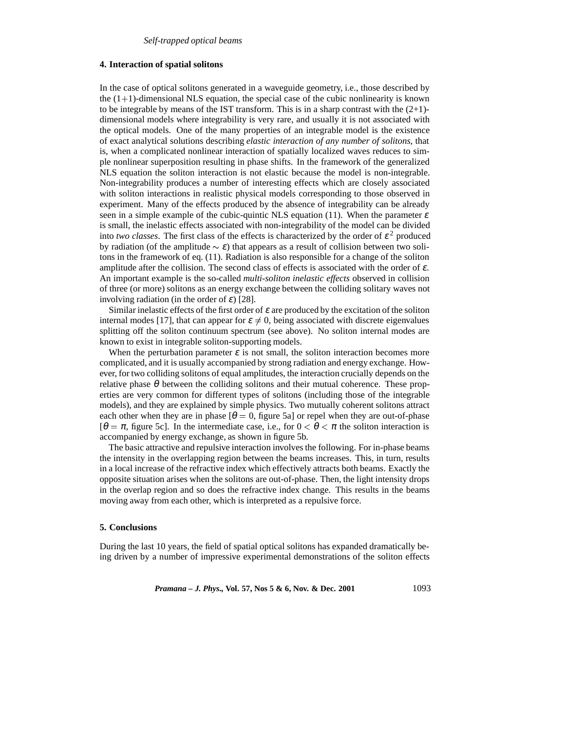## 4. Interaction of spatial solitons

In the case of optical solitons generated in a waveguide geometry, i.e., those described by the (1+1)-dimensional NLS equation, the special case of the cubic nonlinearity is known to be integrable by means of the IST transform. This is in a sharp contrast with the (2+1)-dimensional models where integrability is very rare, and usually it is not associated with the optical models. One of the many properties of an integrable model is the existence of exact analytical solutions describing *elastic interaction of any number of solitons*, that is, when a complicated nonlinear interaction of spatially localized waves reduces to simple nonlinear superposition resulting in phase shifts. In the framework of the generalized NLS equation the soliton interaction is not elastic because the model is non-integrable. Non-integrability produces a number of interesting effects which are closely associated with soliton interactions in realistic physical models corresponding to those observed in experiment. Many of the effects produced by the absence of integrability can be already seen in a simple example of the cubic-quintic NLS equation (11). When the parameter $\varepsilon$ is small, the inelastic effects associated with non-integrability of the model can be divided into *two classes*. The first class of the effects is characterized by the order of $\varepsilon^2$ produced by radiation (of the amplitude $\sim \varepsilon$) that appears as a result of collision between two solitons in the framework of eq. (11). Radiation is also responsible for a change of the soliton amplitude after the collision. The second class of effects is associated with the order of $\varepsilon$. An important example is the so-called *multi-soliton inelastic effects* observed in collision of three (or more) solitons as an energy exchange between the colliding solitary waves not involving radiation (in the order of $\varepsilon$) [28].

Similar inelastic effects of the first order of $\varepsilon$ are produced by the excitation of the soliton internal modes [17], that can appear for $\varepsilon \neq 0$, being associated with discrete eigenvalues splitting off the soliton continuum spectrum (see above). No soliton internal modes are known to exist in integrable soliton-supporting models.

When the perturbation parameter $\varepsilon$ is not small, the soliton interaction becomes more complicated, and it is usually accompanied by strong radiation and energy exchange. However, for two colliding solitons of equal amplitudes, the interaction crucially depends on the relative phase $\theta$ between the colliding solitons and their mutual coherence. These properties are very common for different types of solitons (including those of the integrable models), and they are explained by simple physics. Two mutually coherent solitons attract each other when they are in phase [$\theta = 0$, figure 5a] or repel when they are out-of-phase [$\theta = \pi$, figure 5c]. In the intermediate case, i.e., for $0 < \theta < \pi$ the soliton interaction is accompanied by energy exchange, as shown in figure 5b.

The basic attractive and repulsive interaction involves the following. For in-phase beams the intensity in the overlapping region between the beams increases. This, in turn, results in a local increase of the refractive index which effectively attracts both beams. Exactly the opposite situation arises when the solitons are out-of-phase. Then, the light intensity drops in the overlap region and so does the refractive index change. This results in the beams moving away from each other, which is interpreted as a repulsive force.

## 5. Conclusions

During the last 10 years, the field of spatial optical solitons has expanded dramatically being driven by a number of impressive experimental demonstrations of the soliton effects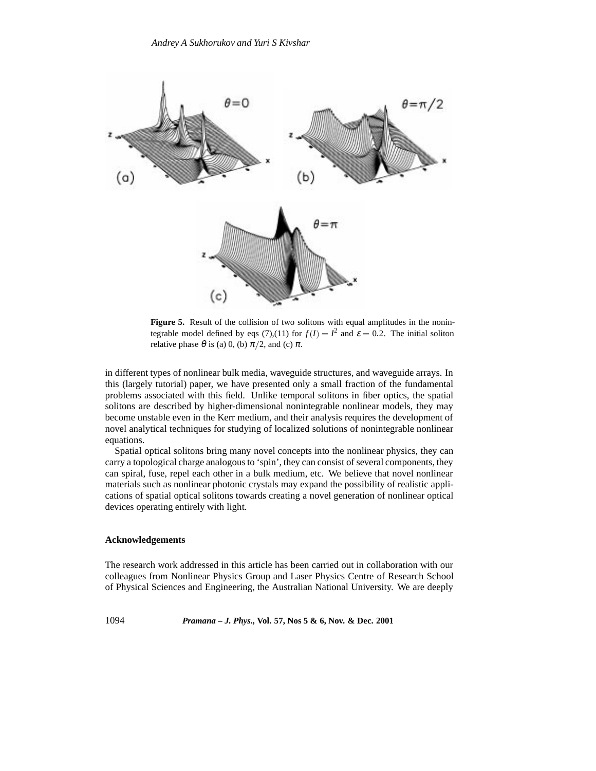**Figure 5.** Result of the collision of two solitons with equal amplitudes in the nonintegrable model defined by eqs (7),(11) for $f(I) = I^2$ and $\varepsilon = 0.2$. The initial soliton relative phase $\theta$ is (a) 0, (b) $\pi/2$, and (c) $\pi$.

in different types of nonlinear bulk media, waveguide structures, and waveguide arrays. In this (largely tutorial) paper, we have presented only a small fraction of the fundamental problems associated with this field. Unlike temporal solitons in fiber optics, the spatial solitons are described by higher-dimensional nonintegrable nonlinear models, they may become unstable even in the Kerr medium, and their analysis requires the development of novel analytical techniques for studying of localized solutions of nonintegrable nonlinear equations.

Spatial optical solitons bring many novel concepts into the nonlinear physics, they can carry a topological charge analogous to 'spin', they can consist of several components, they can spiral, fuse, repel each other in a bulk medium, etc. We believe that novel nonlinear materials such as nonlinear photonic crystals may expand the possibility of realistic applications of spatial optical solitons towards creating a novel generation of nonlinear optical devices operating entirely with light.

### Acknowledgements

The research work addressed in this article has been carried out in collaboration with our colleagues from Nonlinear Physics Group and Laser Physics Centre of Research School of Physical Sciences and Engineering, the Australian National University. We are deeply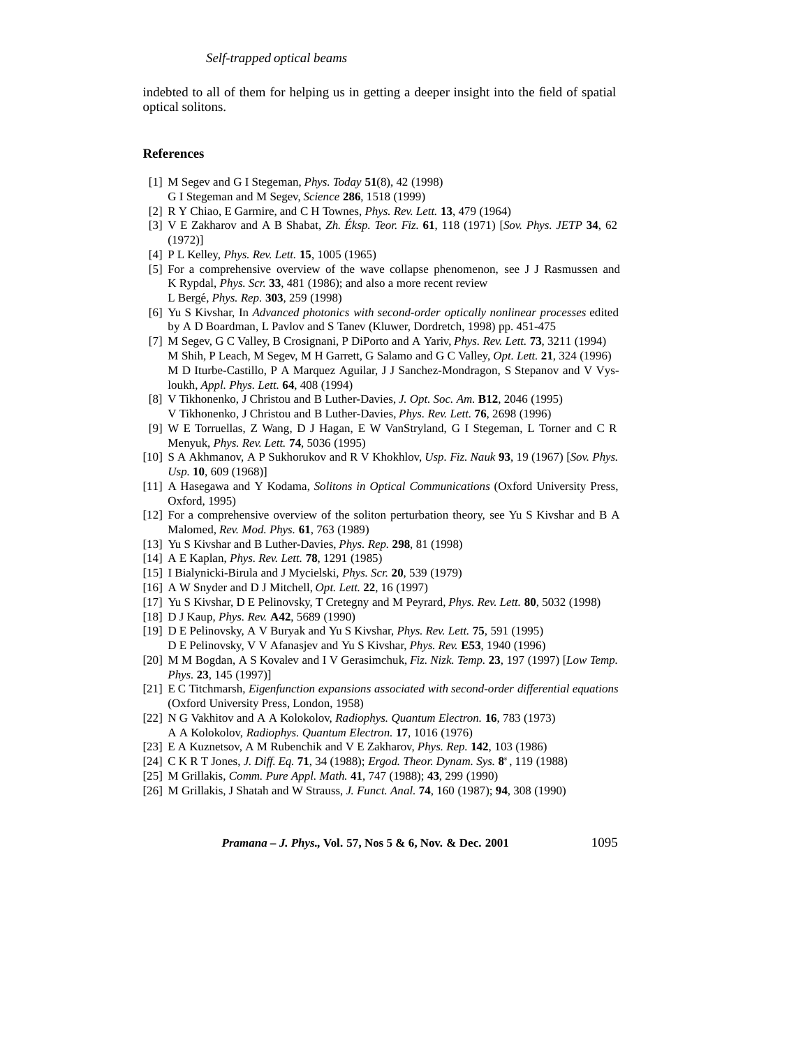indebted to all of them for helping us in getting a deeper insight into the field of spatial optical solitons.

## References

[1] M Segev and G I Stegeman, *Phys. Today* **51**(8), 42 (1998)
G I Stegeman and M Segev, *Science* **286**, 1518 (1999)

[2] R Y Chiao, E Garmire, and C H Townes, *Phys. Rev. Lett.* **13**, 479 (1964)

[3] V E Zakharov and A B Shabat, *Zh. Éksp. Teor. Fiz.* **61**, 118 (1971) [*Sov. Phys. JETP* **34**, 62 (1972)]

[4] P L Kelley, *Phys. Rev. Lett.* **15**, 1005 (1965)

[5] For a comprehensive overview of the wave collapse phenomenon, see J J Rasmussen and K Rypdal, *Phys. Scr.* **33**, 481 (1986); and also a more recent review
L Bergé, *Phys. Rep.* **303**, 259 (1998)

[6] Yu S Kivshar, In *Advanced photonics with second-order optically nonlinear processes* edited by A D Boardman, L Pavlov and S Tanev (Kluwer, Dordretch, 1998) pp. 451-475

[7] M Segev, G C Valley, B Crosignani, P DiPorto and A Yariv, *Phys. Rev. Lett.* **73**, 3211 (1994)
M Shih, P Leach, M Segev, M H Garrett, G Salamo and G C Valley, *Opt. Lett.* **21**, 324 (1996)
M D Iturbe-Castillo, P A Marquez Aguilar, J J Sanchez-Mondragon, S Stepanov and V Vysloukh, *Appl. Phys. Lett.* **64**, 408 (1994)

[8] V Tikhonenko, J Christou and B Luther-Davies, *J. Opt. Soc. Am.* **B12**, 2046 (1995)
V Tikhonenko, J Christou and B Luther-Davies, *Phys. Rev. Lett.* **76**, 2698 (1996)

[9] W E Torruellas, Z Wang, D J Hagan, E W VanStryland, G I Stegeman, L Torner and C R Menyuk, *Phys. Rev. Lett.* **74**, 5036 (1995)

[10] S A Akhmanov, A P Sukhorukov and R V Khokhlov, *Usp. Fiz. Nauk* **93**, 19 (1967) [*Sov. Phys. Usp.* **10**, 609 (1968)]

[11] A Hasegawa and Y Kodama, *Solitons in Optical Communications* (Oxford University Press, Oxford, 1995)

[12] For a comprehensive overview of the soliton perturbation theory, see Yu S Kivshar and B A Malomed, *Rev. Mod. Phys.* **61**, 763 (1989)

[13] Yu S Kivshar and B Luther-Davies, *Phys. Rep.* **298**, 81 (1998)

[14] A E Kaplan, *Phys. Rev. Lett.* **78**, 1291 (1985)

[15] I Bialynicki-Birula and J Mycielski, *Phys. Scr.* **20**, 539 (1979)

[16] A W Snyder and D J Mitchell, *Opt. Lett.* **22**, 16 (1997)

[17] Yu S Kivshar, D E Pelinovsky, T Cretegny and M Peyrard, *Phys. Rev. Lett.* **80**, 5032 (1998)

[18] D J Kaup, *Phys. Rev.* **A42**, 5689 (1990)

[19] D E Pelinovsky, A V Buryak and Yu S Kivshar, *Phys. Rev. Lett.* **75**, 591 (1995)
D E Pelinovsky, V V Afanasjev and Yu S Kivshar, *Phys. Rev.* **E53**, 1940 (1996)

[20] M M Bogdan, A S Kovalev and I V Gerasimchuk, *Fiz. Nizk. Temp.* **23**, 197 (1997) [*Low Temp. Phys.* **23**, 145 (1997)]

[21] E C Titchmarsh, *Eigenfunction expansions associated with second-order differential equations* (Oxford University Press, London, 1958)

[22] N G Vakhitov and A A Kolokolov, *Radiophys. Quantum Electron.* **16**, 783 (1973)
A A Kolokolov, *Radiophys. Quantum Electron.* **17**, 1016 (1976)

[23] E A Kuznetsov, A M Rubenchik and V E Zakharov, *Phys. Rep.* **142**, 103 (1986)

[24] C K R T Jones, *J. Diff. Eq.* **71**, 34 (1988); *Ergod. Theor. Dynam. Sys.* **8**$^{*}$, 119 (1988)

[25] M Grillakis, *Comm. Pure Appl. Math.* **41**, 747 (1988); **43**, 299 (1990)

[26] M Grillakis, J Shatah and W Strauss, *J. Funct. Anal.* **74**, 160 (1987); **94**, 308 (1990)